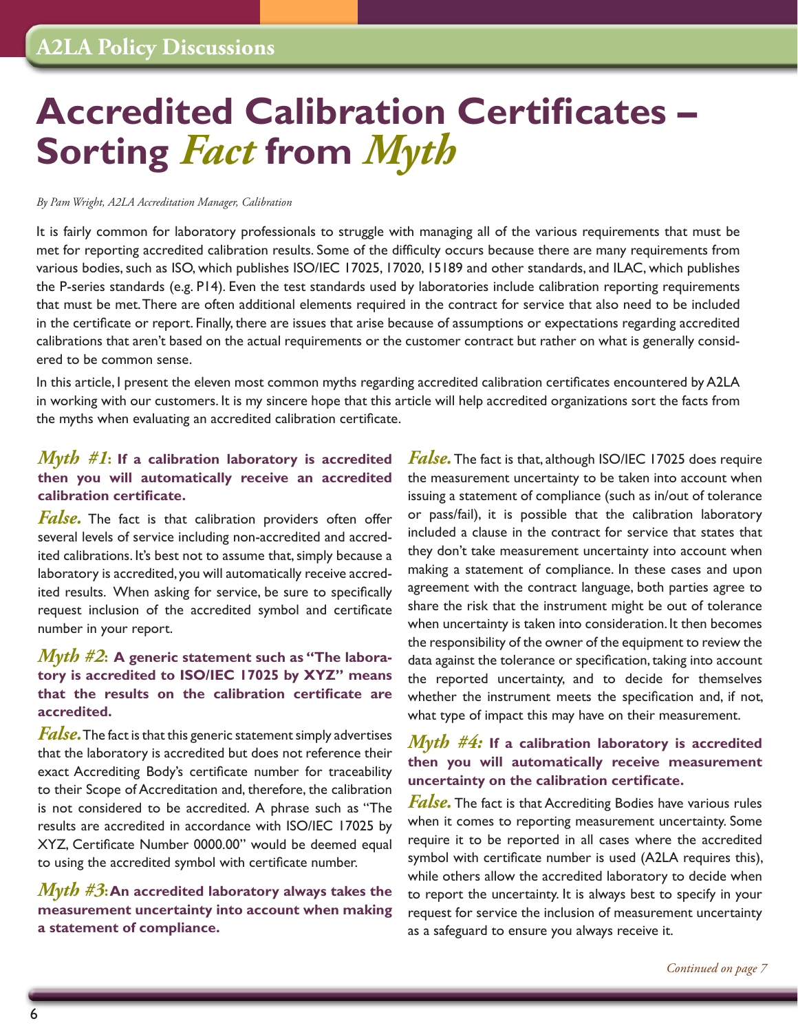# Accredited Calibration Certificates – Sorting *Fact* from *Myth*

*By Pam Wright, A2LA Accreditation Manager, Calibration*

It is fairly common for laboratory professionals to struggle with managing all of the various requirements that must be met for reporting accredited calibration results. Some of the difficulty occurs because there are many requirements from various bodies, such as ISO, which publishes ISO/IEC 17025, 17020, 15189 and other standards, and ILAC, which publishes the P-series standards (e.g. P14). Even the test standards used by laboratories include calibration reporting requirements that must be met. There are often additional elements required in the contract for service that also need to be included in the certificate or report. Finally, there are issues that arise because of assumptions or expectations regarding accredited calibrations that aren't based on the actual requirements or the customer contract but rather on what is generally considered to be common sense.

In this article, I present the eleven most common myths regarding accredited calibration certificates encountered by A2LA in working with our customers. It is my sincere hope that this article will help accredited organizations sort the facts from the myths when evaluating an accredited calibration certificate.

### *Myth #1*: If a calibration laboratory is accredited then you will automatically receive an accredited calibration certificate.

***False.*** The fact is that calibration providers often offer several levels of service including non-accredited and accredited calibrations. It's best not to assume that, simply because a laboratory is accredited, you will automatically receive accredited results. When asking for service, be sure to specifically request inclusion of the accredited symbol and certificate number in your report.

### *Myth #2*: A generic statement such as "The laboratory is accredited to ISO/IEC 17025 by XYZ" means that the results on the calibration certificate are accredited.

***False.*** The fact is that this generic statement simply advertises that the laboratory is accredited but does not reference their exact Accrediting Body's certificate number for traceability to their Scope of Accreditation and, therefore, the calibration is not considered to be accredited. A phrase such as "The results are accredited in accordance with ISO/IEC 17025 by XYZ, Certificate Number 0000.00" would be deemed equal to using the accredited symbol with certificate number.

### *Myth #3*: An accredited laboratory always takes the measurement uncertainty into account when making a statement of compliance.

***False.*** The fact is that, although ISO/IEC 17025 does require the measurement uncertainty to be taken into account when issuing a statement of compliance (such as in/out of tolerance or pass/fail), it is possible that the calibration laboratory included a clause in the contract for service that states that they don't take measurement uncertainty into account when making a statement of compliance. In these cases and upon agreement with the contract language, both parties agree to share the risk that the instrument might be out of tolerance when uncertainty is taken into consideration. It then becomes the responsibility of the owner of the equipment to review the data against the tolerance or specification, taking into account the reported uncertainty, and to decide for themselves whether the instrument meets the specification and, if not, what type of impact this may have on their measurement.

### *Myth #4:* If a calibration laboratory is accredited then you will automatically receive measurement uncertainty on the calibration certificate.

***False.*** The fact is that Accrediting Bodies have various rules when it comes to reporting measurement uncertainty. Some require it to be reported in all cases where the accredited symbol with certificate number is used (A2LA requires this), while others allow the accredited laboratory to decide when to report the uncertainty. It is always best to specify in your request for service the inclusion of measurement uncertainty as a safeguard to ensure you always receive it.

*Continued on page 7*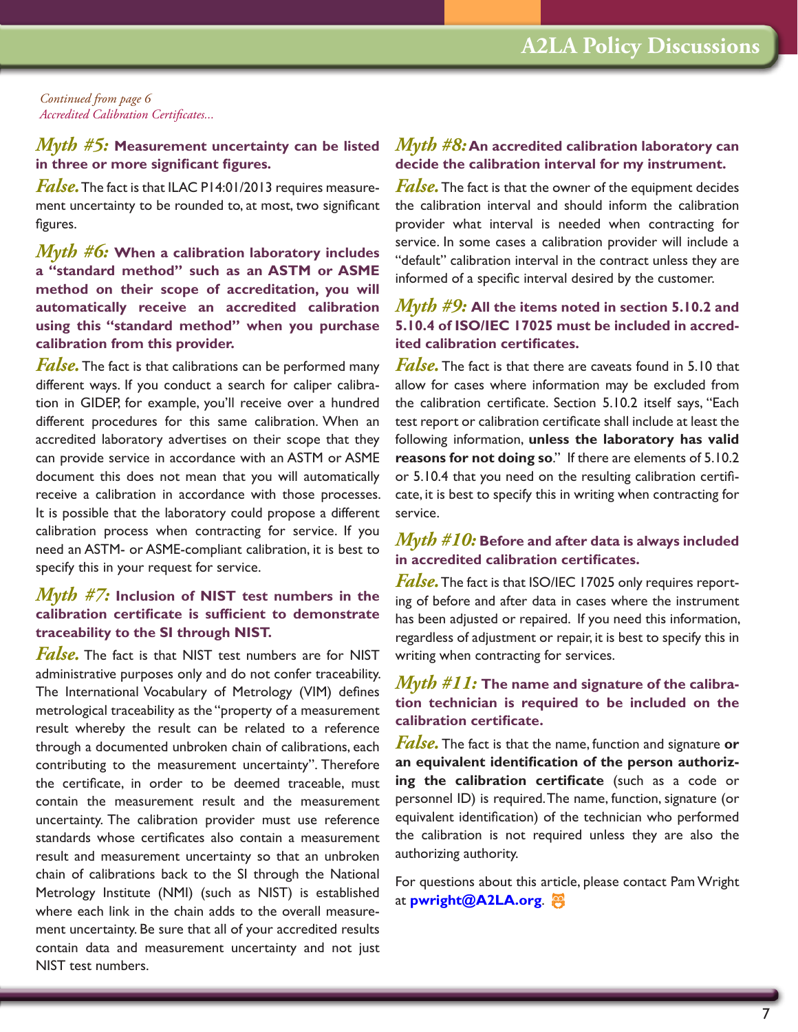*Continued from page 6*
*Accredited Calibration Certificates...*

***Myth #5:*** **Measurement uncertainty can be listed in three or more significant figures.**

***False.*** The fact is that ILAC P14:01/2013 requires measurement uncertainty to be rounded to, at most, two significant figures.

***Myth #6:*** **When a calibration laboratory includes a "standard method" such as an ASTM or ASME method on their scope of accreditation, you will automatically receive an accredited calibration using this "standard method" when you purchase calibration from this provider.**

***False.*** The fact is that calibrations can be performed many different ways. If you conduct a search for caliper calibration in GIDEP, for example, you'll receive over a hundred different procedures for this same calibration. When an accredited laboratory advertises on their scope that they can provide service in accordance with an ASTM or ASME document this does not mean that you will automatically receive a calibration in accordance with those processes. It is possible that the laboratory could propose a different calibration process when contracting for service. If you need an ASTM- or ASME-compliant calibration, it is best to specify this in your request for service.

***Myth #7:*** **Inclusion of NIST test numbers in the calibration certificate is sufficient to demonstrate traceability to the SI through NIST.**

***False.*** The fact is that NIST test numbers are for NIST administrative purposes only and do not confer traceability. The International Vocabulary of Metrology (VIM) defines metrological traceability as the "property of a measurement result whereby the result can be related to a reference through a documented unbroken chain of calibrations, each contributing to the measurement uncertainty". Therefore the certificate, in order to be deemed traceable, must contain the measurement result and the measurement uncertainty. The calibration provider must use reference standards whose certificates also contain a measurement result and measurement uncertainty so that an unbroken chain of calibrations back to the SI through the National Metrology Institute (NMI) (such as NIST) is established where each link in the chain adds to the overall measurement uncertainty. Be sure that all of your accredited results contain data and measurement uncertainty and not just NIST test numbers.

***Myth #8:*** **An accredited calibration laboratory can decide the calibration interval for my instrument.**

***False.*** The fact is that the owner of the equipment decides the calibration interval and should inform the calibration provider what interval is needed when contracting for service. In some cases a calibration provider will include a "default" calibration interval in the contract unless they are informed of a specific interval desired by the customer.

***Myth #9:*** **All the items noted in section 5.10.2 and 5.10.4 of ISO/IEC 17025 must be included in accredited calibration certificates.**

***False.*** The fact is that there are caveats found in 5.10 that allow for cases where information may be excluded from the calibration certificate. Section 5.10.2 itself says, "Each test report or calibration certificate shall include at least the following information, **unless the laboratory has valid reasons for not doing so**." If there are elements of 5.10.2 or 5.10.4 that you need on the resulting calibration certificate, it is best to specify this in writing when contracting for service.

***Myth #10:*** **Before and after data is always included in accredited calibration certificates.**

***False.*** The fact is that ISO/IEC 17025 only requires reporting of before and after data in cases where the instrument has been adjusted or repaired. If you need this information, regardless of adjustment or repair, it is best to specify this in writing when contracting for services.

***Myth #11:*** **The name and signature of the calibration technician is required to be included on the calibration certificate.**

***False.*** The fact is that the name, function and signature **or an equivalent identification of the person authorizing the calibration certificate** (such as a code or personnel ID) is required. The name, function, signature (or equivalent identification) of the technician who performed the calibration is not required unless they are also the authorizing authority.

For questions about this article, please contact Pam Wright at **pwright@A2LA.org**.